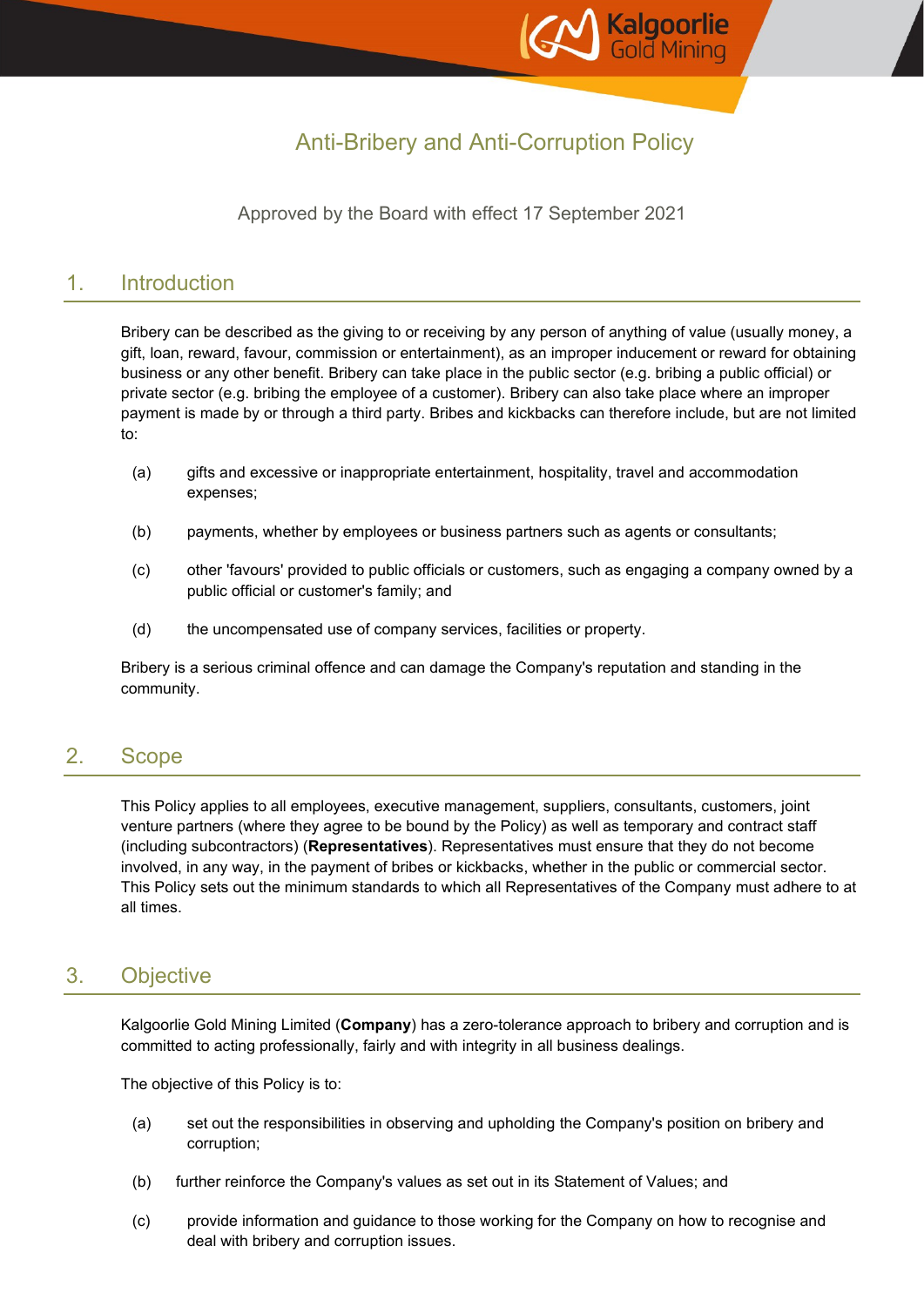# Anti-Bribery and Anti-Corruption Policy

Approved by the Board with effect 17 September 2021

## 1. Introduction

Bribery can be described as the giving to or receiving by any person of anything of value (usually money, a gift, loan, reward, favour, commission or entertainment), as an improper inducement or reward for obtaining business or any other benefit. Bribery can take place in the public sector (e.g. bribing a public official) or private sector (e.g. bribing the employee of a customer). Bribery can also take place where an improper payment is made by or through a third party. Bribes and kickbacks can therefore include, but are not limited to:

(a) gifts and excessive or inappropriate entertainment, hospitality, travel and accommodation expenses;

(b) payments, whether by employees or business partners such as agents or consultants;

(c) other 'favours' provided to public officials or customers, such as engaging a company owned by a public official or customer's family; and

(d) the uncompensated use of company services, facilities or property.

Bribery is a serious criminal offence and can damage the Company's reputation and standing in the community.

## 2. Scope

This Policy applies to all employees, executive management, suppliers, consultants, customers, joint venture partners (where they agree to be bound by the Policy) as well as temporary and contract staff (including subcontractors) (**Representatives**). Representatives must ensure that they do not become involved, in any way, in the payment of bribes or kickbacks, whether in the public or commercial sector. This Policy sets out the minimum standards to which all Representatives of the Company must adhere to at all times.

## 3. Objective

Kalgoorlie Gold Mining Limited (**Company**) has a zero-tolerance approach to bribery and corruption and is committed to acting professionally, fairly and with integrity in all business dealings.

The objective of this Policy is to:

(a) set out the responsibilities in observing and upholding the Company's position on bribery and corruption;

(b) further reinforce the Company's values as set out in its Statement of Values; and

(c) provide information and guidance to those working for the Company on how to recognise and deal with bribery and corruption issues.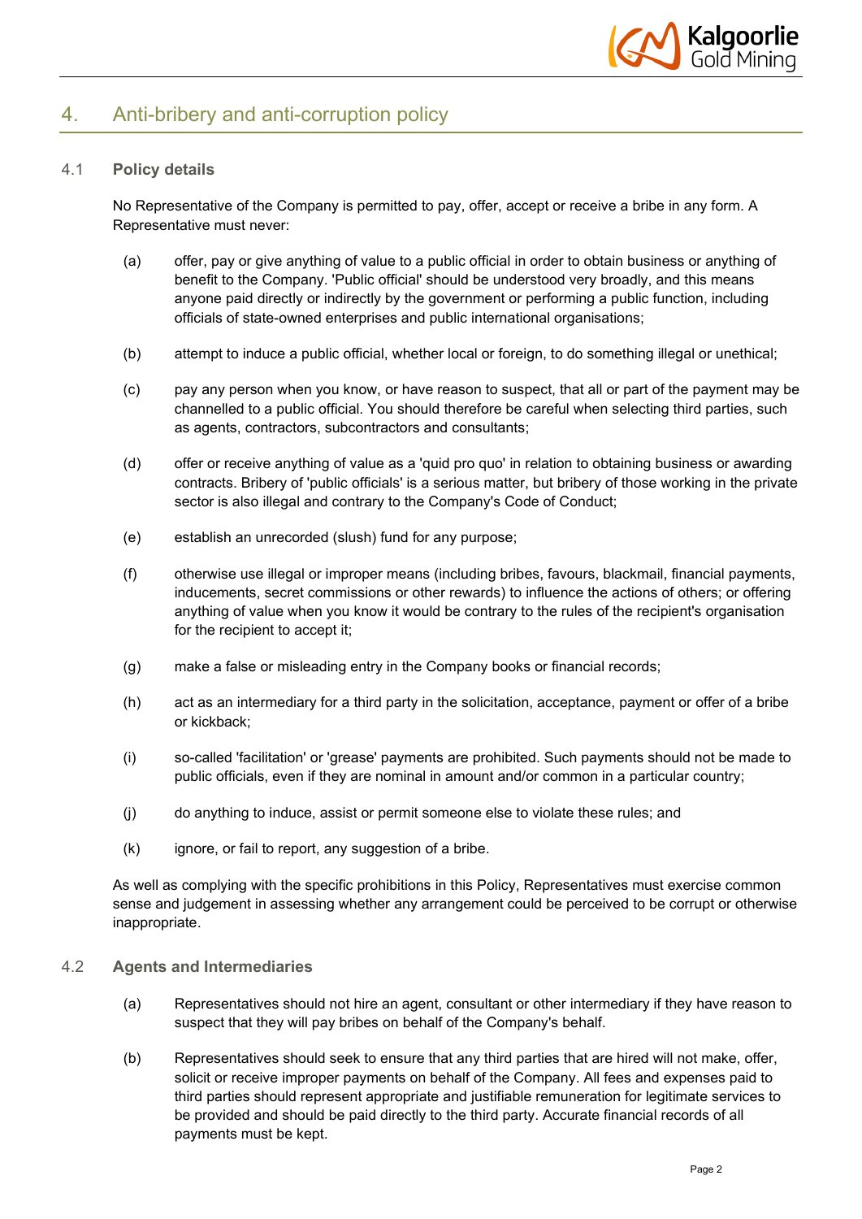## 4. Anti-bribery and anti-corruption policy

### 4.1 Policy details

No Representative of the Company is permitted to pay, offer, accept or receive a bribe in any form. A Representative must never:

(a) offer, pay or give anything of value to a public official in order to obtain business or anything of benefit to the Company. 'Public official' should be understood very broadly, and this means anyone paid directly or indirectly by the government or performing a public function, including officials of state-owned enterprises and public international organisations;

(b) attempt to induce a public official, whether local or foreign, to do something illegal or unethical;

(c) pay any person when you know, or have reason to suspect, that all or part of the payment may be channelled to a public official. You should therefore be careful when selecting third parties, such as agents, contractors, subcontractors and consultants;

(d) offer or receive anything of value as a 'quid pro quo' in relation to obtaining business or awarding contracts. Bribery of 'public officials' is a serious matter, but bribery of those working in the private sector is also illegal and contrary to the Company's Code of Conduct;

(e) establish an unrecorded (slush) fund for any purpose;

(f) otherwise use illegal or improper means (including bribes, favours, blackmail, financial payments, inducements, secret commissions or other rewards) to influence the actions of others; or offering anything of value when you know it would be contrary to the rules of the recipient's organisation for the recipient to accept it;

(g) make a false or misleading entry in the Company books or financial records;

(h) act as an intermediary for a third party in the solicitation, acceptance, payment or offer of a bribe or kickback;

(i) so-called 'facilitation' or 'grease' payments are prohibited. Such payments should not be made to public officials, even if they are nominal in amount and/or common in a particular country;

(j) do anything to induce, assist or permit someone else to violate these rules; and

(k) ignore, or fail to report, any suggestion of a bribe.

As well as complying with the specific prohibitions in this Policy, Representatives must exercise common sense and judgement in assessing whether any arrangement could be perceived to be corrupt or otherwise inappropriate.

### 4.2 Agents and Intermediaries

(a) Representatives should not hire an agent, consultant or other intermediary if they have reason to suspect that they will pay bribes on behalf of the Company's behalf.

(b) Representatives should seek to ensure that any third parties that are hired will not make, offer, solicit or receive improper payments on behalf of the Company. All fees and expenses paid to third parties should represent appropriate and justifiable remuneration for legitimate services to be provided and should be paid directly to the third party. Accurate financial records of all payments must be kept.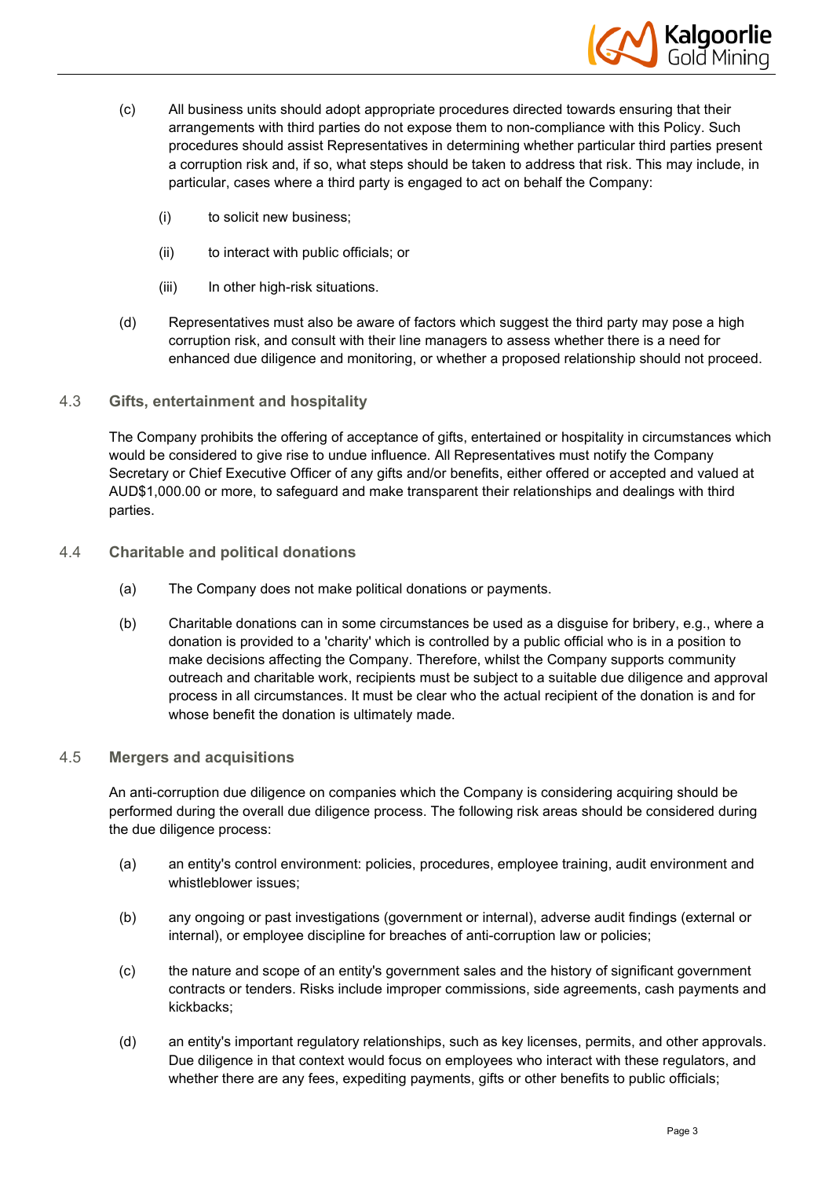(c) All business units should adopt appropriate procedures directed towards ensuring that their arrangements with third parties do not expose them to non-compliance with this Policy. Such procedures should assist Representatives in determining whether particular third parties present a corruption risk and, if so, what steps should be taken to address that risk. This may include, in particular, cases where a third party is engaged to act on behalf the Company:

   (i) to solicit new business;

   (ii) to interact with public officials; or

   (iii) In other high-risk situations.

(d) Representatives must also be aware of factors which suggest the third party may pose a high corruption risk, and consult with their line managers to assess whether there is a need for enhanced due diligence and monitoring, or whether a proposed relationship should not proceed.

### 4.3 Gifts, entertainment and hospitality

The Company prohibits the offering of acceptance of gifts, entertained or hospitality in circumstances which would be considered to give rise to undue influence. All Representatives must notify the Company Secretary or Chief Executive Officer of any gifts and/or benefits, either offered or accepted and valued at AUD$1,000.00 or more, to safeguard and make transparent their relationships and dealings with third parties.

### 4.4 Charitable and political donations

(a) The Company does not make political donations or payments.

(b) Charitable donations can in some circumstances be used as a disguise for bribery, e.g., where a donation is provided to a 'charity' which is controlled by a public official who is in a position to make decisions affecting the Company. Therefore, whilst the Company supports community outreach and charitable work, recipients must be subject to a suitable due diligence and approval process in all circumstances. It must be clear who the actual recipient of the donation is and for whose benefit the donation is ultimately made.

### 4.5 Mergers and acquisitions

An anti-corruption due diligence on companies which the Company is considering acquiring should be performed during the overall due diligence process. The following risk areas should be considered during the due diligence process:

(a) an entity's control environment: policies, procedures, employee training, audit environment and whistleblower issues;

(b) any ongoing or past investigations (government or internal), adverse audit findings (external or internal), or employee discipline for breaches of anti-corruption law or policies;

(c) the nature and scope of an entity's government sales and the history of significant government contracts or tenders. Risks include improper commissions, side agreements, cash payments and kickbacks;

(d) an entity's important regulatory relationships, such as key licenses, permits, and other approvals. Due diligence in that context would focus on employees who interact with these regulators, and whether there are any fees, expediting payments, gifts or other benefits to public officials;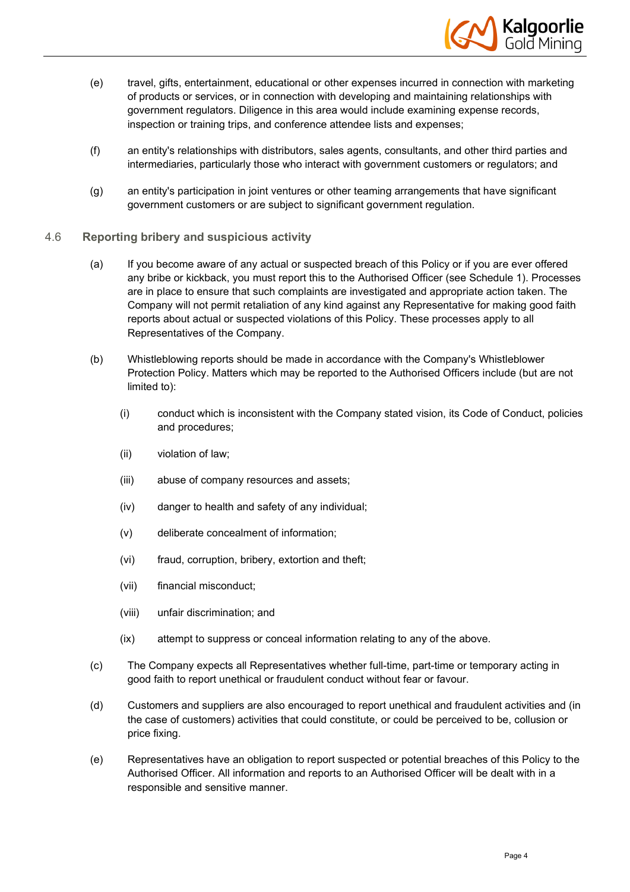(e) travel, gifts, entertainment, educational or other expenses incurred in connection with marketing of products or services, or in connection with developing and maintaining relationships with government regulators. Diligence in this area would include examining expense records, inspection or training trips, and conference attendee lists and expenses;

(f) an entity's relationships with distributors, sales agents, consultants, and other third parties and intermediaries, particularly those who interact with government customers or regulators; and

(g) an entity's participation in joint ventures or other teaming arrangements that have significant government customers or are subject to significant government regulation.

### 4.6 Reporting bribery and suspicious activity

(a) If you become aware of any actual or suspected breach of this Policy or if you are ever offered any bribe or kickback, you must report this to the Authorised Officer (see Schedule 1). Processes are in place to ensure that such complaints are investigated and appropriate action taken. The Company will not permit retaliation of any kind against any Representative for making good faith reports about actual or suspected violations of this Policy. These processes apply to all Representatives of the Company.

(b) Whistleblowing reports should be made in accordance with the Company's Whistleblower Protection Policy. Matters which may be reported to the Authorised Officers include (but are not limited to):

  (i) conduct which is inconsistent with the Company stated vision, its Code of Conduct, policies and procedures;

  (ii) violation of law;

  (iii) abuse of company resources and assets;

  (iv) danger to health and safety of any individual;

  (v) deliberate concealment of information;

  (vi) fraud, corruption, bribery, extortion and theft;

  (vii) financial misconduct;

  (viii) unfair discrimination; and

  (ix) attempt to suppress or conceal information relating to any of the above.

(c) The Company expects all Representatives whether full-time, part-time or temporary acting in good faith to report unethical or fraudulent conduct without fear or favour.

(d) Customers and suppliers are also encouraged to report unethical and fraudulent activities and (in the case of customers) activities that could constitute, or could be perceived to be, collusion or price fixing.

(e) Representatives have an obligation to report suspected or potential breaches of this Policy to the Authorised Officer. All information and reports to an Authorised Officer will be dealt with in a responsible and sensitive manner.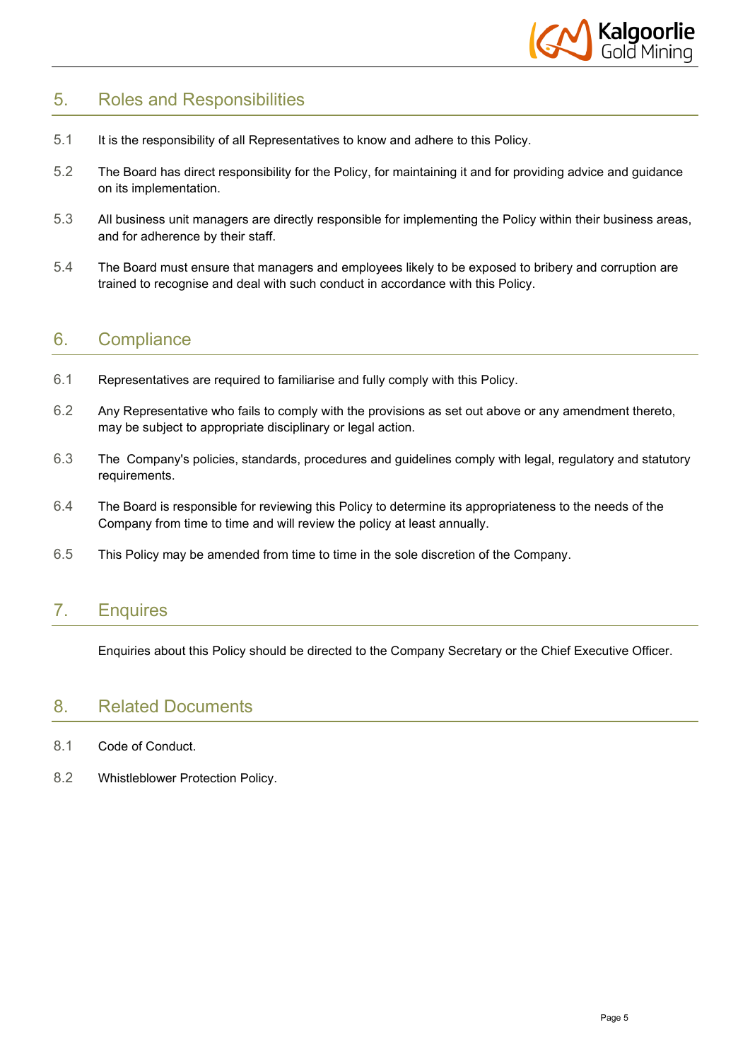## 5. Roles and Responsibilities

5.1 It is the responsibility of all Representatives to know and adhere to this Policy.

5.2 The Board has direct responsibility for the Policy, for maintaining it and for providing advice and guidance on its implementation.

5.3 All business unit managers are directly responsible for implementing the Policy within their business areas, and for adherence by their staff.

5.4 The Board must ensure that managers and employees likely to be exposed to bribery and corruption are trained to recognise and deal with such conduct in accordance with this Policy.

## 6. Compliance

6.1 Representatives are required to familiarise and fully comply with this Policy.

6.2 Any Representative who fails to comply with the provisions as set out above or any amendment thereto, may be subject to appropriate disciplinary or legal action.

6.3 The Company's policies, standards, procedures and guidelines comply with legal, regulatory and statutory requirements.

6.4 The Board is responsible for reviewing this Policy to determine its appropriateness to the needs of the Company from time to time and will review the policy at least annually.

6.5 This Policy may be amended from time to time in the sole discretion of the Company.

## 7. Enquires

Enquiries about this Policy should be directed to the Company Secretary or the Chief Executive Officer.

## 8. Related Documents

8.1 Code of Conduct.

8.2 Whistleblower Protection Policy.